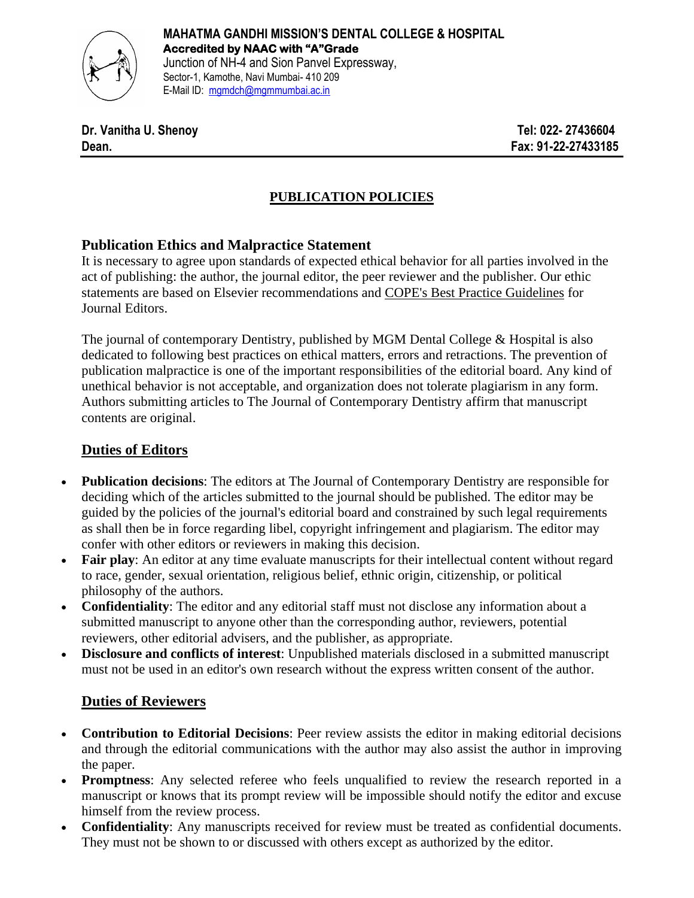**MAHATMA GANDHI MISSION'S DENTAL COLLEGE & HOSPITAL**
**Accredited by NAAC with "A"Grade**
Junction of NH-4 and Sion Panvel Expressway,
Sector-1, Kamothe, Navi Mumbai- 410 209
E-Mail ID: mgmdch@mgmmumbai.ac.in

**Dr. Vanitha U. Shenoy** — **Tel: 022- 27436604**
**Dean.** — **Fax: 91-22-27433185**

# PUBLICATION POLICIES

## Publication Ethics and Malpractice Statement

It is necessary to agree upon standards of expected ethical behavior for all parties involved in the act of publishing: the author, the journal editor, the peer reviewer and the publisher. Our ethic statements are based on Elsevier recommendations and COPE's Best Practice Guidelines for Journal Editors.

The journal of contemporary Dentistry, published by MGM Dental College & Hospital is also dedicated to following best practices on ethical matters, errors and retractions. The prevention of publication malpractice is one of the important responsibilities of the editorial board. Any kind of unethical behavior is not acceptable, and organization does not tolerate plagiarism in any form. Authors submitting articles to The Journal of Contemporary Dentistry affirm that manuscript contents are original.

## Duties of Editors

- **Publication decisions**: The editors at The Journal of Contemporary Dentistry are responsible for deciding which of the articles submitted to the journal should be published. The editor may be guided by the policies of the journal's editorial board and constrained by such legal requirements as shall then be in force regarding libel, copyright infringement and plagiarism. The editor may confer with other editors or reviewers in making this decision.
- **Fair play**: An editor at any time evaluate manuscripts for their intellectual content without regard to race, gender, sexual orientation, religious belief, ethnic origin, citizenship, or political philosophy of the authors.
- **Confidentiality**: The editor and any editorial staff must not disclose any information about a submitted manuscript to anyone other than the corresponding author, reviewers, potential reviewers, other editorial advisers, and the publisher, as appropriate.
- **Disclosure and conflicts of interest**: Unpublished materials disclosed in a submitted manuscript must not be used in an editor's own research without the express written consent of the author.

## Duties of Reviewers

- **Contribution to Editorial Decisions**: Peer review assists the editor in making editorial decisions and through the editorial communications with the author may also assist the author in improving the paper.
- **Promptness**: Any selected referee who feels unqualified to review the research reported in a manuscript or knows that its prompt review will be impossible should notify the editor and excuse himself from the review process.
- **Confidentiality**: Any manuscripts received for review must be treated as confidential documents. They must not be shown to or discussed with others except as authorized by the editor.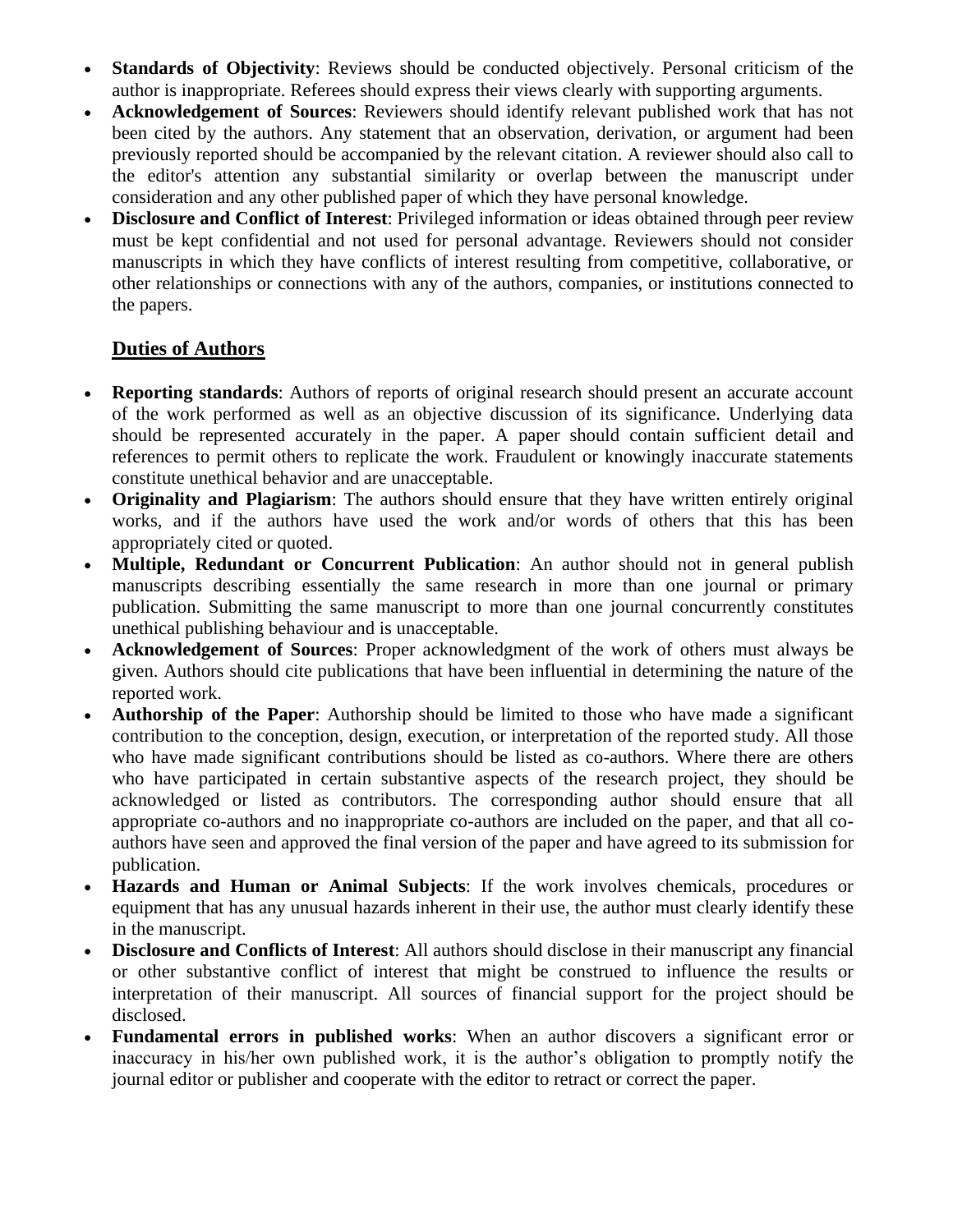- **Standards of Objectivity**: Reviews should be conducted objectively. Personal criticism of the author is inappropriate. Referees should express their views clearly with supporting arguments.
- **Acknowledgement of Sources**: Reviewers should identify relevant published work that has not been cited by the authors. Any statement that an observation, derivation, or argument had been previously reported should be accompanied by the relevant citation. A reviewer should also call to the editor's attention any substantial similarity or overlap between the manuscript under consideration and any other published paper of which they have personal knowledge.
- **Disclosure and Conflict of Interest**: Privileged information or ideas obtained through peer review must be kept confidential and not used for personal advantage. Reviewers should not consider manuscripts in which they have conflicts of interest resulting from competitive, collaborative, or other relationships or connections with any of the authors, companies, or institutions connected to the papers.

## Duties of Authors

- **Reporting standards**: Authors of reports of original research should present an accurate account of the work performed as well as an objective discussion of its significance. Underlying data should be represented accurately in the paper. A paper should contain sufficient detail and references to permit others to replicate the work. Fraudulent or knowingly inaccurate statements constitute unethical behavior and are unacceptable.
- **Originality and Plagiarism**: The authors should ensure that they have written entirely original works, and if the authors have used the work and/or words of others that this has been appropriately cited or quoted.
- **Multiple, Redundant or Concurrent Publication**: An author should not in general publish manuscripts describing essentially the same research in more than one journal or primary publication. Submitting the same manuscript to more than one journal concurrently constitutes unethical publishing behaviour and is unacceptable.
- **Acknowledgement of Sources**: Proper acknowledgment of the work of others must always be given. Authors should cite publications that have been influential in determining the nature of the reported work.
- **Authorship of the Paper**: Authorship should be limited to those who have made a significant contribution to the conception, design, execution, or interpretation of the reported study. All those who have made significant contributions should be listed as co-authors. Where there are others who have participated in certain substantive aspects of the research project, they should be acknowledged or listed as contributors. The corresponding author should ensure that all appropriate co-authors and no inappropriate co-authors are included on the paper, and that all co-authors have seen and approved the final version of the paper and have agreed to its submission for publication.
- **Hazards and Human or Animal Subjects**: If the work involves chemicals, procedures or equipment that has any unusual hazards inherent in their use, the author must clearly identify these in the manuscript.
- **Disclosure and Conflicts of Interest**: All authors should disclose in their manuscript any financial or other substantive conflict of interest that might be construed to influence the results or interpretation of their manuscript. All sources of financial support for the project should be disclosed.
- **Fundamental errors in published works**: When an author discovers a significant error or inaccuracy in his/her own published work, it is the author's obligation to promptly notify the journal editor or publisher and cooperate with the editor to retract or correct the paper.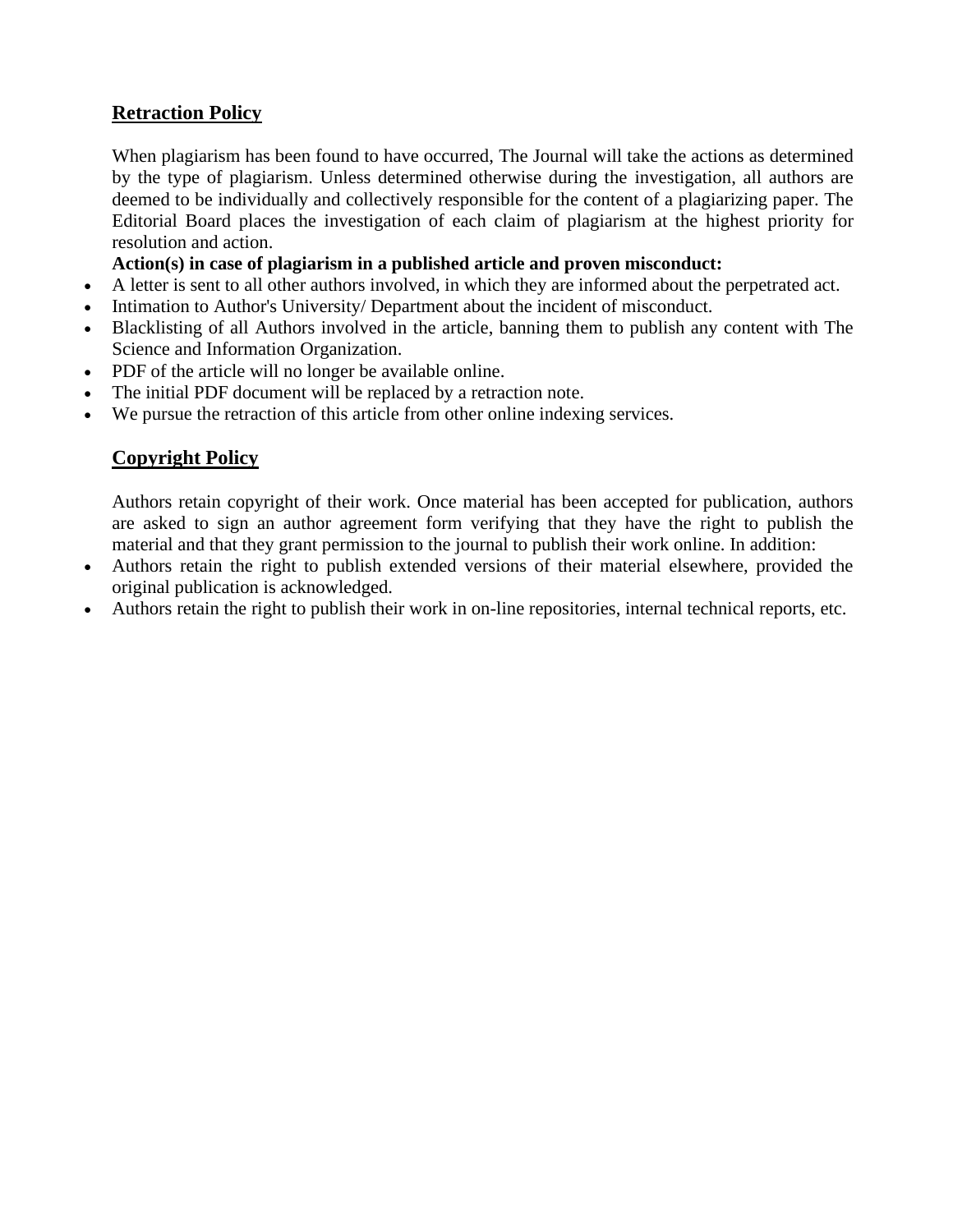## Retraction Policy

When plagiarism has been found to have occurred, The Journal will take the actions as determined by the type of plagiarism. Unless determined otherwise during the investigation, all authors are deemed to be individually and collectively responsible for the content of a plagiarizing paper. The Editorial Board places the investigation of each claim of plagiarism at the highest priority for resolution and action.

**Action(s) in case of plagiarism in a published article and proven misconduct:**

- A letter is sent to all other authors involved, in which they are informed about the perpetrated act.
- Intimation to Author's University/ Department about the incident of misconduct.
- Blacklisting of all Authors involved in the article, banning them to publish any content with The Science and Information Organization.
- PDF of the article will no longer be available online.
- The initial PDF document will be replaced by a retraction note.
- We pursue the retraction of this article from other online indexing services.

## Copyright Policy

Authors retain copyright of their work. Once material has been accepted for publication, authors are asked to sign an author agreement form verifying that they have the right to publish the material and that they grant permission to the journal to publish their work online. In addition:

- Authors retain the right to publish extended versions of their material elsewhere, provided the original publication is acknowledged.
- Authors retain the right to publish their work in on-line repositories, internal technical reports, etc.